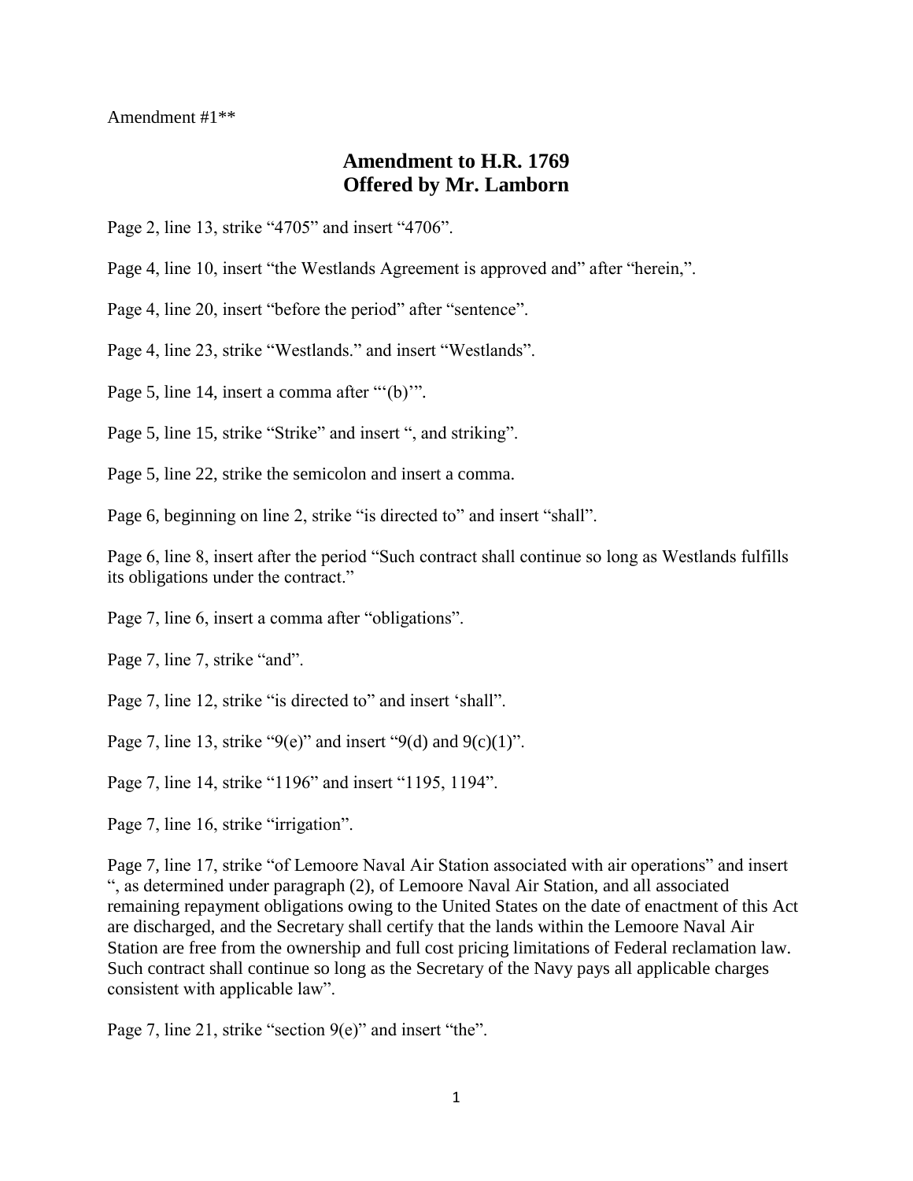Amendment #1**

## Amendment to H.R. 1769
## Offered by Mr. Lamborn

Page 2, line 13, strike “4705” and insert “4706”.

Page 4, line 10, insert “the Westlands Agreement is approved and” after “herein,”.

Page 4, line 20, insert “before the period” after “sentence”.

Page 4, line 23, strike “Westlands.” and insert “Westlands”.

Page 5, line 14, insert a comma after “‘(b)’”.

Page 5, line 15, strike “Strike” and insert “, and striking”.

Page 5, line 22, strike the semicolon and insert a comma.

Page 6, beginning on line 2, strike “is directed to” and insert “shall”.

Page 6, line 8, insert after the period “Such contract shall continue so long as Westlands fulfills its obligations under the contract.”

Page 7, line 6, insert a comma after “obligations”.

Page 7, line 7, strike “and”.

Page 7, line 12, strike “is directed to” and insert ‘shall”.

Page 7, line 13, strike “9(e)” and insert “9(d) and 9(c)(1)”.

Page 7, line 14, strike “1196” and insert “1195, 1194”.

Page 7, line 16, strike “irrigation”.

Page 7, line 17, strike “of Lemoore Naval Air Station associated with air operations” and insert “, as determined under paragraph (2), of Lemoore Naval Air Station, and all associated remaining repayment obligations owing to the United States on the date of enactment of this Act are discharged, and the Secretary shall certify that the lands within the Lemoore Naval Air Station are free from the ownership and full cost pricing limitations of Federal reclamation law. Such contract shall continue so long as the Secretary of the Navy pays all applicable charges consistent with applicable law”.

Page 7, line 21, strike “section 9(e)” and insert “the”.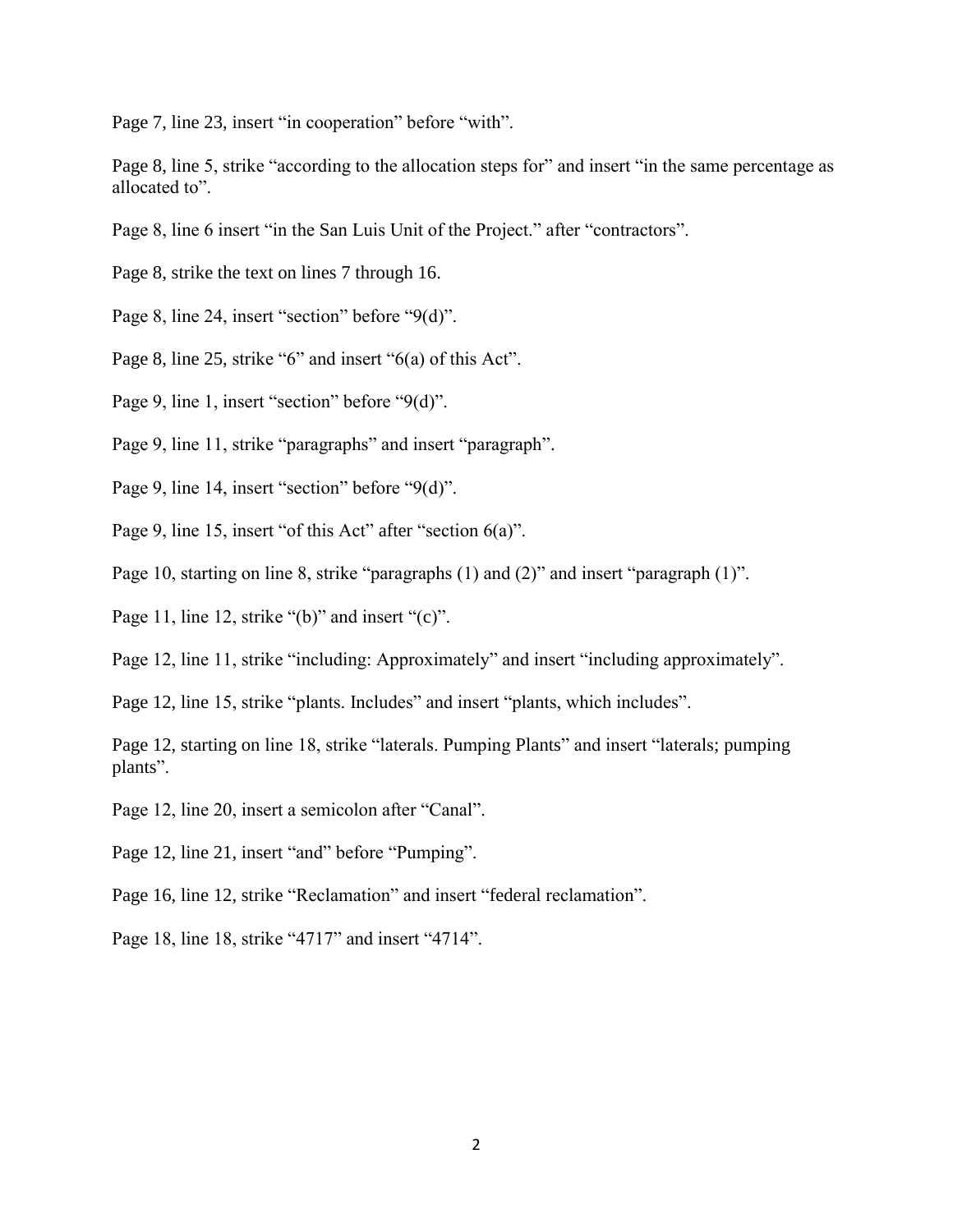Page 7, line 23, insert “in cooperation” before “with”.

Page 8, line 5, strike “according to the allocation steps for” and insert “in the same percentage as allocated to”.

Page 8, line 6 insert “in the San Luis Unit of the Project.” after “contractors”.

Page 8, strike the text on lines 7 through 16.

Page 8, line 24, insert “section” before “9(d)”.

Page 8, line 25, strike “6” and insert “6(a) of this Act”.

Page 9, line 1, insert “section” before “9(d)”.

Page 9, line 11, strike “paragraphs” and insert “paragraph”.

Page 9, line 14, insert “section” before “9(d)”.

Page 9, line 15, insert “of this Act” after “section 6(a)”.

Page 10, starting on line 8, strike “paragraphs (1) and (2)” and insert “paragraph (1)”.

Page 11, line 12, strike “(b)” and insert “(c)”.

Page 12, line 11, strike “including: Approximately” and insert “including approximately”.

Page 12, line 15, strike “plants. Includes” and insert “plants, which includes”.

Page 12, starting on line 18, strike “laterals. Pumping Plants” and insert “laterals; pumping plants”.

Page 12, line 20, insert a semicolon after “Canal”.

Page 12, line 21, insert “and” before “Pumping”.

Page 16, line 12, strike “Reclamation” and insert “federal reclamation”.

Page 18, line 18, strike “4717” and insert “4714”.